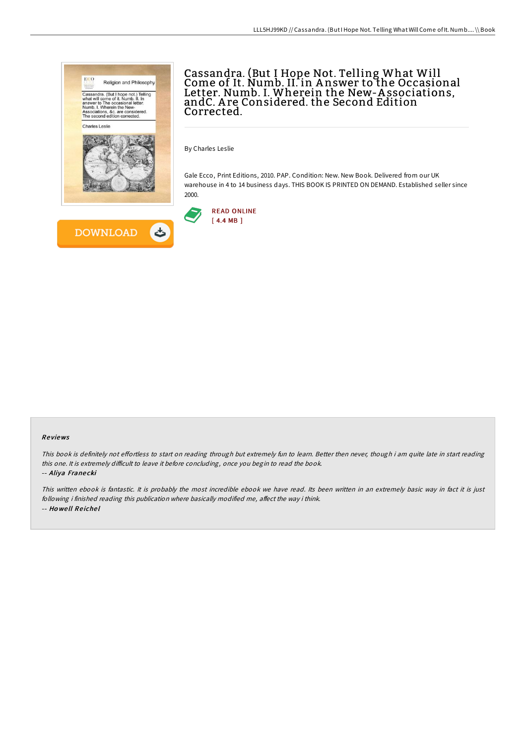# Cassandra. (But I Hope Not. Telling What Will Come of It. Numb. II. in Answer to the Occasional Letter. Numb. I. Wherein the New-Associations, andC. Are Considered. the Second Edition Corrected.

By Charles Leslie

Gale Ecco, Print Editions, 2010. PAP. Condition: New. New Book. Delivered from our UK warehouse in 4 to 14 business days. THIS BOOK IS PRINTED ON DEMAND. Established seller since 2000.

READ ONLINE
[ 4.4 MB ]

DOWNLOAD

## Reviews

*This book is definitely not effortless to start on reading through but extremely fun to learn. Better then never, though i am quite late in start reading this one. It is extremely difficult to leave it before concluding, once you begin to read the book.*

-- ***Aliya Franecki***

*This written ebook is fantastic. It is probably the most incredible ebook we have read. Its been written in an extremely basic way in fact it is just following i finished reading this publication where basically modified me, affect the way i think.*

-- ***Howell Reichel***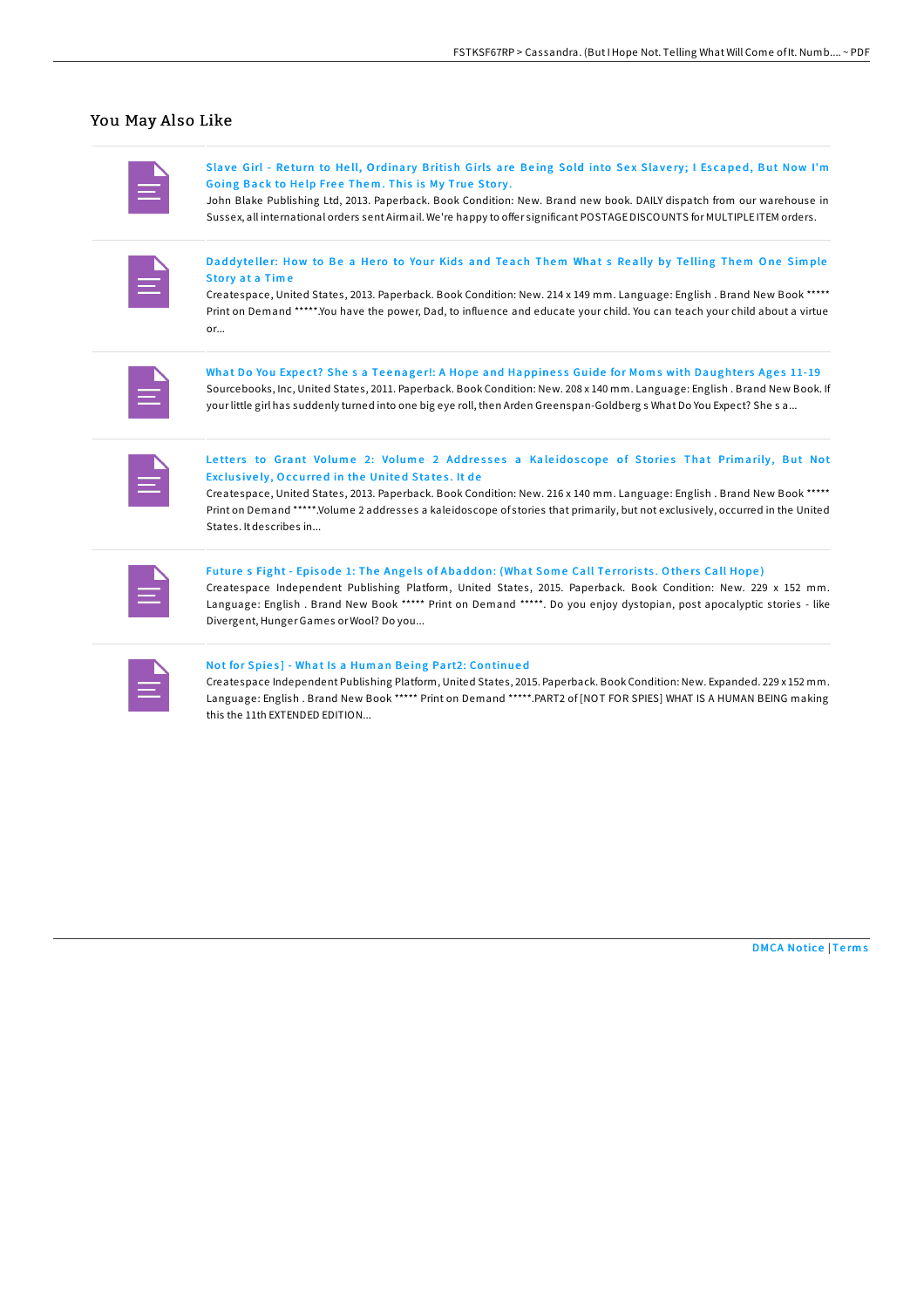## You May Also Like

**Slave Girl - Return to Hell, Ordinary British Girls are Being Sold into Sex Slavery; I Escaped, But Now I'm Going Back to Help Free Them. This is My True Story.**

John Blake Publishing Ltd, 2013. Paperback. Book Condition: New. Brand new book. DAILY dispatch from our warehouse in Sussex, all international orders sent Airmail. We're happy to offer significant POSTAGE DISCOUNTS for MULTIPLE ITEM orders.

**Daddyteller: How to Be a Hero to Your Kids and Teach Them What s Really by Telling Them One Simple Story at a Time**

Createspace, United States, 2013. Paperback. Book Condition: New. 214 x 149 mm. Language: English . Brand New Book ***** Print on Demand *****.You have the power, Dad, to influence and educate your child. You can teach your child about a virtue or...

**What Do You Expect? She s a Teenager!: A Hope and Happiness Guide for Moms with Daughters Ages 11-19**

Sourcebooks, Inc, United States, 2011. Paperback. Book Condition: New. 208 x 140 mm. Language: English . Brand New Book. If your little girl has suddenly turned into one big eye roll, then Arden Greenspan-Goldberg s What Do You Expect? She s a...

**Letters to Grant Volume 2: Volume 2 Addresses a Kaleidoscope of Stories That Primarily, But Not Exclusively, Occurred in the United States. It de**

Createspace, United States, 2013. Paperback. Book Condition: New. 216 x 140 mm. Language: English . Brand New Book ***** Print on Demand *****.Volume 2 addresses a kaleidoscope of stories that primarily, but not exclusively, occurred in the United States. It describes in...

**Future s Fight - Episode 1: The Angels of Abaddon: (What Some Call Terrorists. Others Call Hope)**

Createspace Independent Publishing Platform, United States, 2015. Paperback. Book Condition: New. 229 x 152 mm. Language: English . Brand New Book ***** Print on Demand *****. Do you enjoy dystopian, post apocalyptic stories - like Divergent, Hunger Games or Wool? Do you...

**Not for Spies] - What Is a Human Being Part2: Continued**

Createspace Independent Publishing Platform, United States, 2015. Paperback. Book Condition: New. Expanded. 229 x 152 mm. Language: English . Brand New Book ***** Print on Demand *****.PART2 of [NOT FOR SPIES] WHAT IS A HUMAN BEING making this the 11th EXTENDED EDITION...

DMCA Notice | Terms